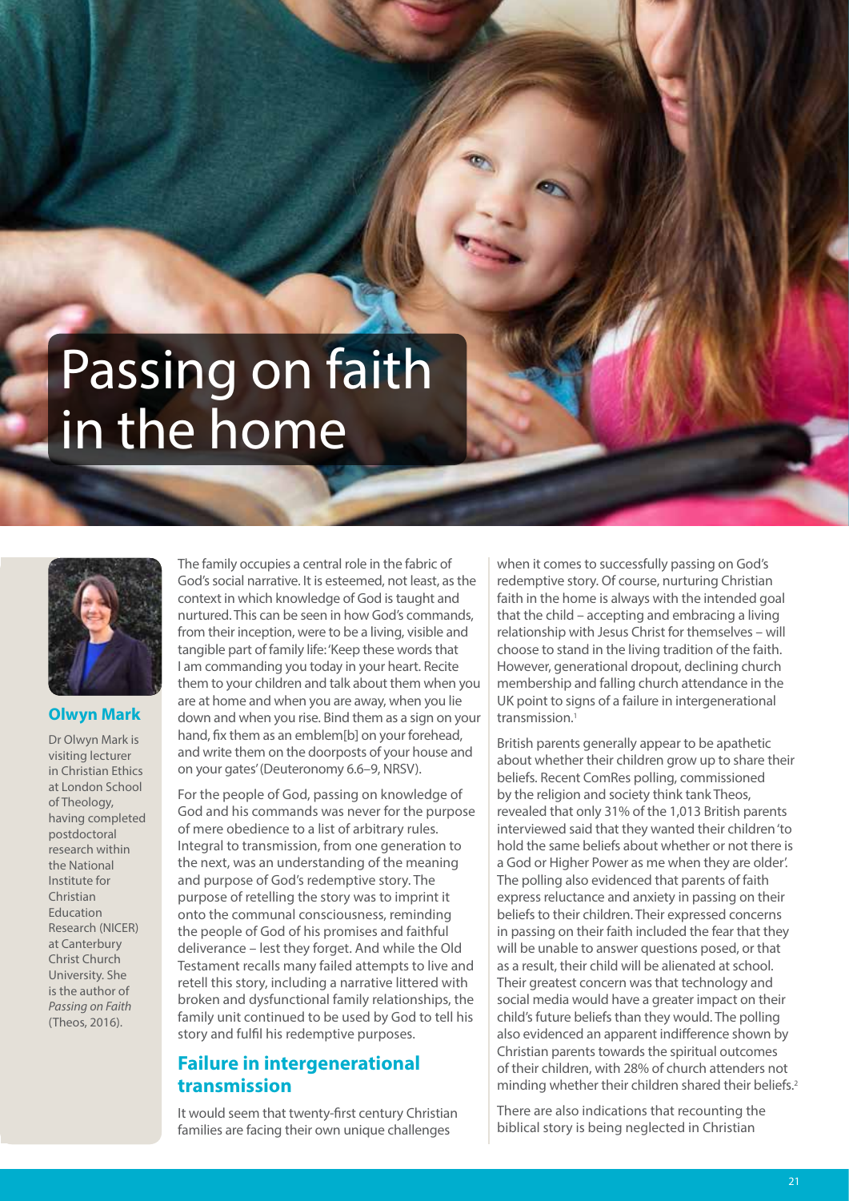# Passing on faith in the home

**Olwyn Mark**

Dr Olwyn Mark is visiting lecturer in Christian Ethics at London School of Theology, having completed postdoctoral research within the National Institute for Christian Education Research (NICER) at Canterbury Christ Church University. She is the author of *Passing on Faith* (Theos, 2016).

The family occupies a central role in the fabric of God's social narrative. It is esteemed, not least, as the context in which knowledge of God is taught and nurtured. This can be seen in how God's commands, from their inception, were to be a living, visible and tangible part of family life: 'Keep these words that I am commanding you today in your heart. Recite them to your children and talk about them when you are at home and when you are away, when you lie down and when you rise. Bind them as a sign on your hand, fix them as an emblem[b] on your forehead, and write them on the doorposts of your house and on your gates' (Deuteronomy 6.6–9, NRSV).

For the people of God, passing on knowledge of God and his commands was never for the purpose of mere obedience to a list of arbitrary rules. Integral to transmission, from one generation to the next, was an understanding of the meaning and purpose of God's redemptive story. The purpose of retelling the story was to imprint it onto the communal consciousness, reminding the people of God of his promises and faithful deliverance – lest they forget. And while the Old Testament recalls many failed attempts to live and retell this story, including a narrative littered with broken and dysfunctional family relationships, the family unit continued to be used by God to tell his story and fulfil his redemptive purposes.

## Failure in intergenerational transmission

It would seem that twenty-first century Christian families are facing their own unique challenges when it comes to successfully passing on God's redemptive story. Of course, nurturing Christian faith in the home is always with the intended goal that the child – accepting and embracing a living relationship with Jesus Christ for themselves – will choose to stand in the living tradition of the faith. However, generational dropout, declining church membership and falling church attendance in the UK point to signs of a failure in intergenerational transmission.[1]

British parents generally appear to be apathetic about whether their children grow up to share their beliefs. Recent ComRes polling, commissioned by the religion and society think tank Theos, revealed that only 31% of the 1,013 British parents interviewed said that they wanted their children 'to hold the same beliefs about whether or not there is a God or Higher Power as me when they are older'. The polling also evidenced that parents of faith express reluctance and anxiety in passing on their beliefs to their children. Their expressed concerns in passing on their faith included the fear that they will be unable to answer questions posed, or that as a result, their child will be alienated at school. Their greatest concern was that technology and social media would have a greater impact on their child's future beliefs than they would. The polling also evidenced an apparent indifference shown by Christian parents towards the spiritual outcomes of their children, with 28% of church attenders not minding whether their children shared their beliefs.[2]

There are also indications that recounting the biblical story is being neglected in Christian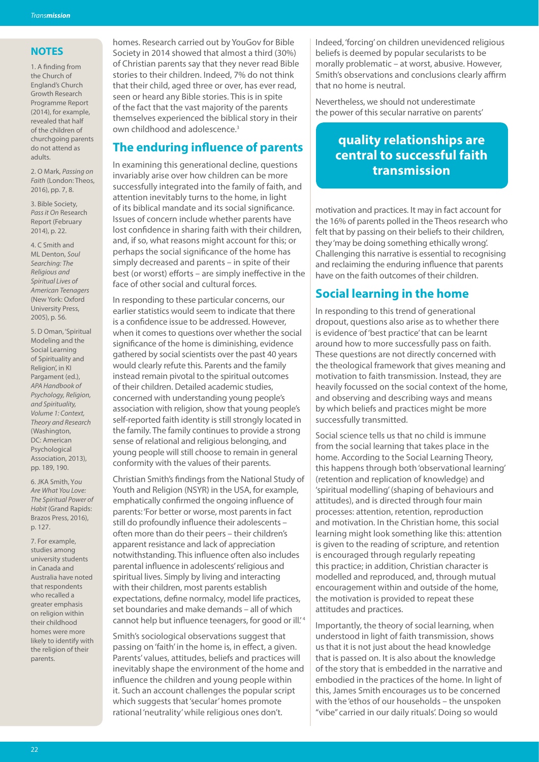homes. Research carried out by YouGov for Bible Society in 2014 showed that almost a third (30%) of Christian parents say that they never read Bible stories to their children. Indeed, 7% do not think that their child, aged three or over, has ever read, seen or heard any Bible stories. This is in spite of the fact that the vast majority of the parents themselves experienced the biblical story in their own childhood and adolescence.[3]

## The enduring influence of parents

In examining this generational decline, questions invariably arise over how children can be more successfully integrated into the family of faith, and attention inevitably turns to the home, in light of its biblical mandate and its social significance. Issues of concern include whether parents have lost confidence in sharing faith with their children, and, if so, what reasons might account for this; or perhaps the social significance of the home has simply decreased and parents – in spite of their best (or worst) efforts – are simply ineffective in the face of other social and cultural forces.

In responding to these particular concerns, our earlier statistics would seem to indicate that there is a confidence issue to be addressed. However, when it comes to questions over whether the social significance of the home is diminishing, evidence gathered by social scientists over the past 40 years would clearly refute this. Parents and the family instead remain pivotal to the spiritual outcomes of their children. Detailed academic studies, concerned with understanding young people's association with religion, show that young people's self-reported faith identity is still strongly located in the family. The family continues to provide a strong sense of relational and religious belonging, and young people will still choose to remain in general conformity with the values of their parents.

Christian Smith's findings from the National Study of Youth and Religion (NSYR) in the USA, for example, emphatically confirmed the ongoing influence of parents: 'For better or worse, most parents in fact still do profoundly influence their adolescents – often more than do their peers – their children's apparent resistance and lack of appreciation notwithstanding. This influence often also includes parental influence in adolescents' religious and spiritual lives. Simply by living and interacting with their children, most parents establish expectations, define normalcy, model life practices, set boundaries and make demands – all of which cannot help but influence teenagers, for good or ill.'[4]

Smith's sociological observations suggest that passing on 'faith' in the home is, in effect, a given. Parents' values, attitudes, beliefs and practices will inevitably shape the environment of the home and influence the children and young people within it. Such an account challenges the popular script which suggests that 'secular' homes promote rational 'neutrality' while religious ones don't.

Indeed, 'forcing' on children unevidenced religious beliefs is deemed by popular secularists to be morally problematic – at worst, abusive. However, Smith's observations and conclusions clearly affirm that no home is neutral.

Nevertheless, we should not underestimate the power of this secular narrative on parents' motivation and practices. It may in fact account for the 16% of parents polled in the Theos research who felt that by passing on their beliefs to their children, they 'may be doing something ethically wrong'. Challenging this narrative is essential to recognising and reclaiming the enduring influence that parents have on the faith outcomes of their children.

> **quality relationships are central to successful faith transmission**

## Social learning in the home

In responding to this trend of generational dropout, questions also arise as to whether there is evidence of 'best practice' that can be learnt around how to more successfully pass on faith. These questions are not directly concerned with the theological framework that gives meaning and motivation to faith transmission. Instead, they are heavily focussed on the social context of the home, and observing and describing ways and means by which beliefs and practices might be more successfully transmitted.

Social science tells us that no child is immune from the social learning that takes place in the home. According to the Social Learning Theory, this happens through both 'observational learning' (retention and replication of knowledge) and 'spiritual modelling' (shaping of behaviours and attitudes), and is directed through four main processes: attention, retention, reproduction and motivation. In the Christian home, this social learning might look something like this: attention is given to the reading of scripture, and retention is encouraged through regularly repeating this practice; in addition, Christian character is modelled and reproduced, and, through mutual encouragement within and outside of the home, the motivation is provided to repeat these attitudes and practices.

Importantly, the theory of social learning, when understood in light of faith transmission, shows us that it is not just about the head knowledge that is passed on. It is also about the knowledge of the story that is embedded in the narrative and embodied in the practices of the home. In light of this, James Smith encourages us to be concerned with the 'ethos of our households – the unspoken "vibe" carried in our daily rituals'. Doing so would

### NOTES

1. A finding from the Church of England's Church Growth Research Programme Report (2014), for example, revealed that half of the children of churchgoing parents do not attend as adults.

2. O Mark, *Passing on Faith* (London: Theos, 2016), pp. 7, 8.

3. Bible Society, *Pass it On* Research Report (February 2014), p. 22.

4. C Smith and ML Denton, *Soul Searching: The Religious and Spiritual Lives of American Teenagers* (New York: Oxford University Press, 2005), p. 56.

5. D Oman, 'Spiritual Modeling and the Social Learning of Spirituality and Religion', in KI Pargament (ed.), *APA Handbook of Psychology, Religion, and Spirituality, Volume 1: Context, Theory and Research* (Washington, DC: American Psychological Association, 2013), pp. 189, 190.

6. JKA Smith, *You Are What You Love: The Spiritual Power of Habit* (Grand Rapids: Brazos Press, 2016), p. 127.

7. For example, studies among university students in Canada and Australia have noted that respondents who recalled a greater emphasis on religion within their childhood homes were more likely to identify with the religion of their parents.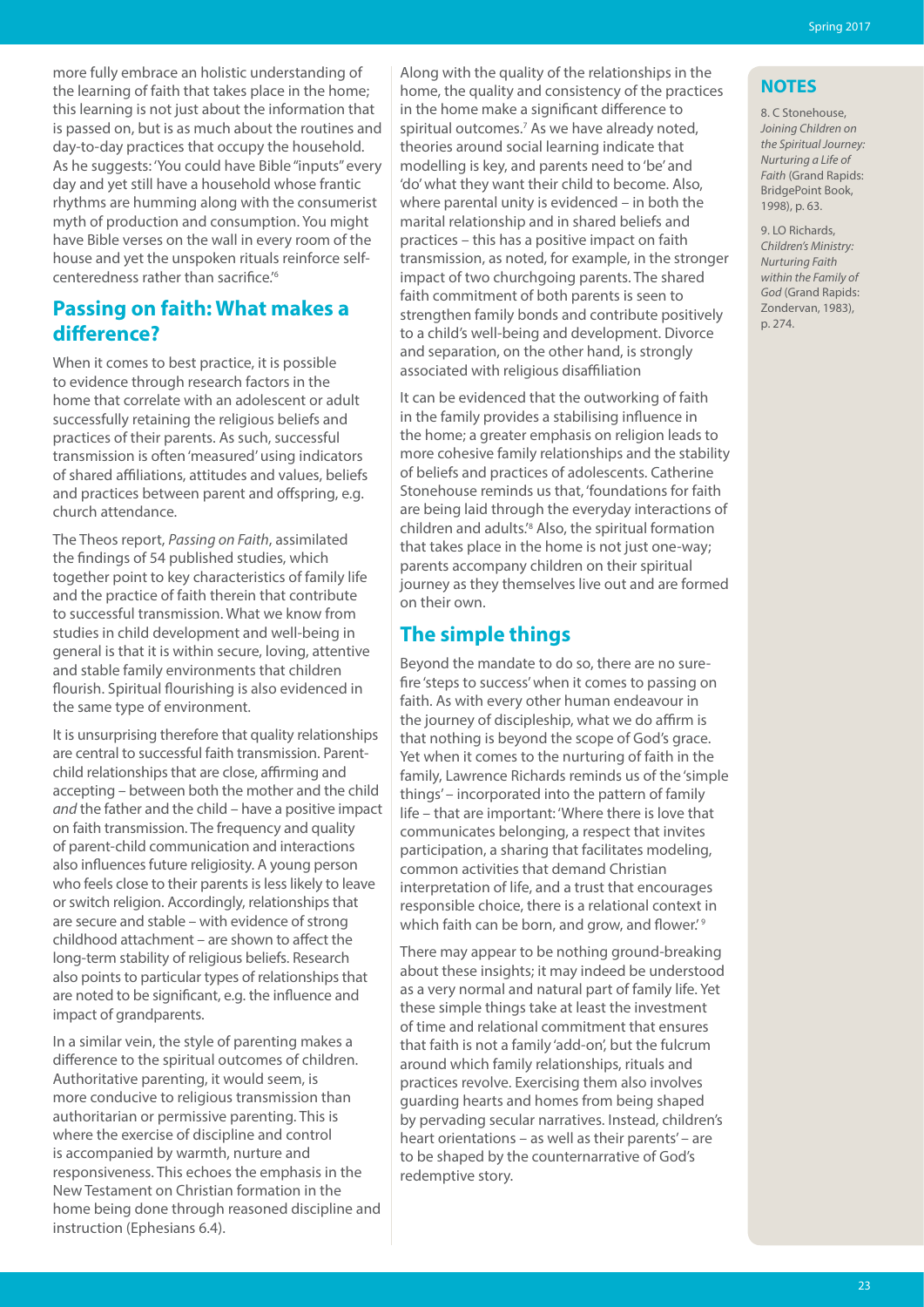more fully embrace an holistic understanding of the learning of faith that takes place in the home; this learning is not just about the information that is passed on, but is as much about the routines and day-to-day practices that occupy the household. As he suggests: 'You could have Bible "inputs" every day and yet still have a household whose frantic rhythms are humming along with the consumerist myth of production and consumption. You might have Bible verses on the wall in every room of the house and yet the unspoken rituals reinforce self-centeredness rather than sacrifice.'[6]

## Passing on faith: What makes a difference?

When it comes to best practice, it is possible to evidence through research factors in the home that correlate with an adolescent or adult successfully retaining the religious beliefs and practices of their parents. As such, successful transmission is often 'measured' using indicators of shared affiliations, attitudes and values, beliefs and practices between parent and offspring, e.g. church attendance.

The Theos report, *Passing on Faith*, assimilated the findings of 54 published studies, which together point to key characteristics of family life and the practice of faith therein that contribute to successful transmission. What we know from studies in child development and well-being in general is that it is within secure, loving, attentive and stable family environments that children flourish. Spiritual flourishing is also evidenced in the same type of environment.

It is unsurprising therefore that quality relationships are central to successful faith transmission. Parent-child relationships that are close, affirming and accepting – between both the mother and the child *and* the father and the child – have a positive impact on faith transmission. The frequency and quality of parent-child communication and interactions also influences future religiosity. A young person who feels close to their parents is less likely to leave or switch religion. Accordingly, relationships that are secure and stable – with evidence of strong childhood attachment – are shown to affect the long-term stability of religious beliefs. Research also points to particular types of relationships that are noted to be significant, e.g. the influence and impact of grandparents.

In a similar vein, the style of parenting makes a difference to the spiritual outcomes of children. Authoritative parenting, it would seem, is more conducive to religious transmission than authoritarian or permissive parenting. This is where the exercise of discipline and control is accompanied by warmth, nurture and responsiveness. This echoes the emphasis in the New Testament on Christian formation in the home being done through reasoned discipline and instruction (Ephesians 6.4).

Along with the quality of the relationships in the home, the quality and consistency of the practices in the home make a significant difference to spiritual outcomes.[7] As we have already noted, theories around social learning indicate that modelling is key, and parents need to 'be' and 'do' what they want their child to become. Also, where parental unity is evidenced – in both the marital relationship and in shared beliefs and practices – this has a positive impact on faith transmission, as noted, for example, in the stronger impact of two churchgoing parents. The shared faith commitment of both parents is seen to strengthen family bonds and contribute positively to a child's well-being and development. Divorce and separation, on the other hand, is strongly associated with religious disaffiliation

It can be evidenced that the outworking of faith in the family provides a stabilising influence in the home; a greater emphasis on religion leads to more cohesive family relationships and the stability of beliefs and practices of adolescents. Catherine Stonehouse reminds us that, 'foundations for faith are being laid through the everyday interactions of children and adults.'[8] Also, the spiritual formation that takes place in the home is not just one-way; parents accompany children on their spiritual journey as they themselves live out and are formed on their own.

## The simple things

Beyond the mandate to do so, there are no sure-fire 'steps to success' when it comes to passing on faith. As with every other human endeavour in the journey of discipleship, what we do affirm is that nothing is beyond the scope of God's grace. Yet when it comes to the nurturing of faith in the family, Lawrence Richards reminds us of the 'simple things' – incorporated into the pattern of family life – that are important: 'Where there is love that communicates belonging, a respect that invites participation, a sharing that facilitates modeling, common activities that demand Christian interpretation of life, and a trust that encourages responsible choice, there is a relational context in which faith can be born, and grow, and flower.'[9]

There may appear to be nothing ground-breaking about these insights; it may indeed be understood as a very normal and natural part of family life. Yet these simple things take at least the investment of time and relational commitment that ensures that faith is not a family 'add-on', but the fulcrum around which family relationships, rituals and practices revolve. Exercising them also involves guarding hearts and homes from being shaped by pervading secular narratives. Instead, children's heart orientations – as well as their parents' – are to be shaped by the counternarrative of God's redemptive story.

### NOTES

8. C Stonehouse, *Joining Children on the Spiritual Journey: Nurturing a Life of Faith* (Grand Rapids: BridgePoint Book, 1998), p. 63.

9. LO Richards, *Children's Ministry: Nurturing Faith within the Family of God* (Grand Rapids: Zondervan, 1983), p. 274.